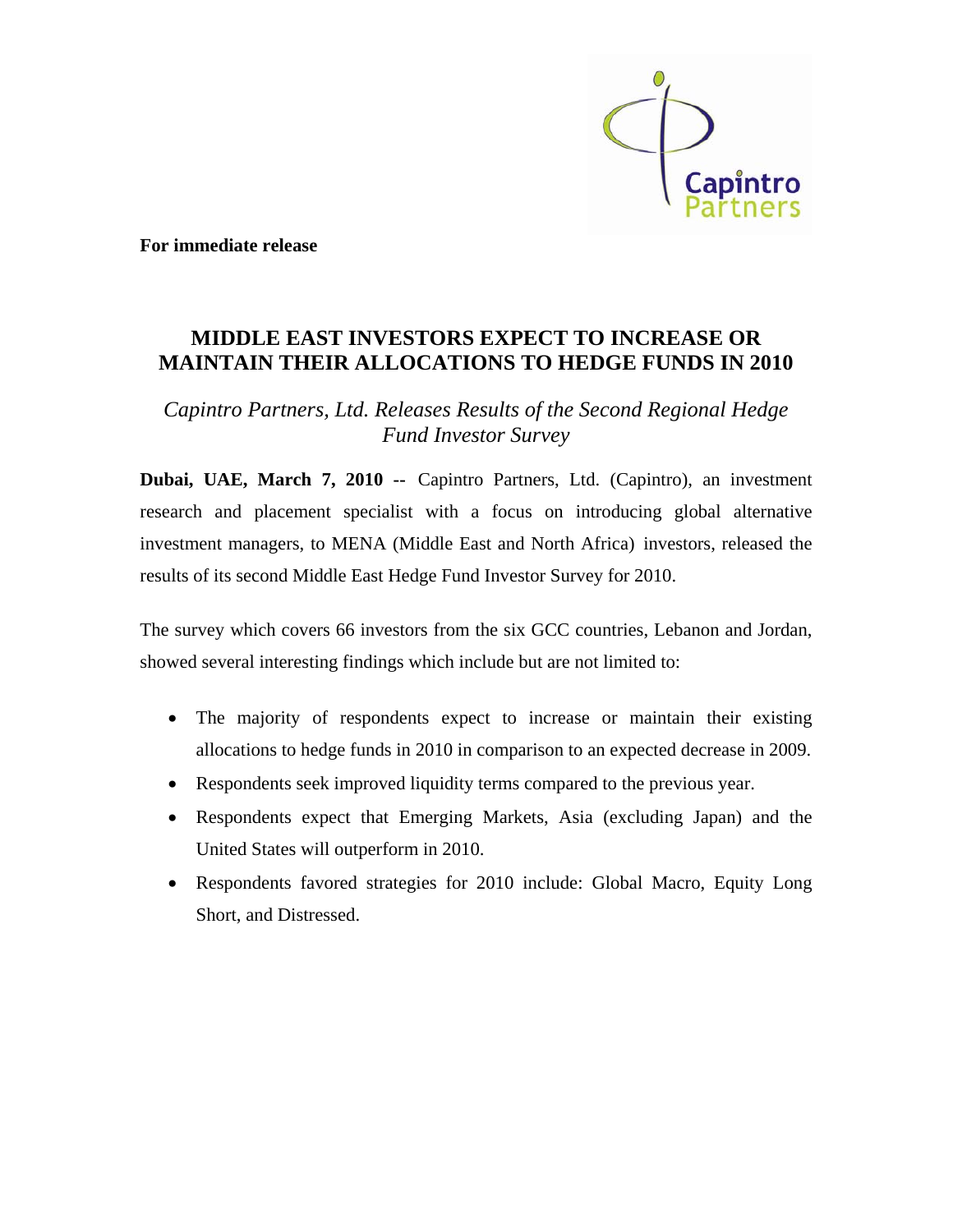**For immediate release**

# MIDDLE EAST INVESTORS EXPECT TO INCREASE OR MAINTAIN THEIR ALLOCATIONS TO HEDGE FUNDS IN 2010

*Capintro Partners, Ltd. Releases Results of the Second Regional Hedge Fund Investor Survey*

**Dubai, UAE, March 7, 2010 --** Capintro Partners, Ltd. (Capintro), an investment research and placement specialist with a focus on introducing global alternative investment managers, to MENA (Middle East and North Africa) investors, released the results of its second Middle East Hedge Fund Investor Survey for 2010.

The survey which covers 66 investors from the six GCC countries, Lebanon and Jordan, showed several interesting findings which include but are not limited to:

- The majority of respondents expect to increase or maintain their existing allocations to hedge funds in 2010 in comparison to an expected decrease in 2009.
- Respondents seek improved liquidity terms compared to the previous year.
- Respondents expect that Emerging Markets, Asia (excluding Japan) and the United States will outperform in 2010.
- Respondents favored strategies for 2010 include: Global Macro, Equity Long Short, and Distressed.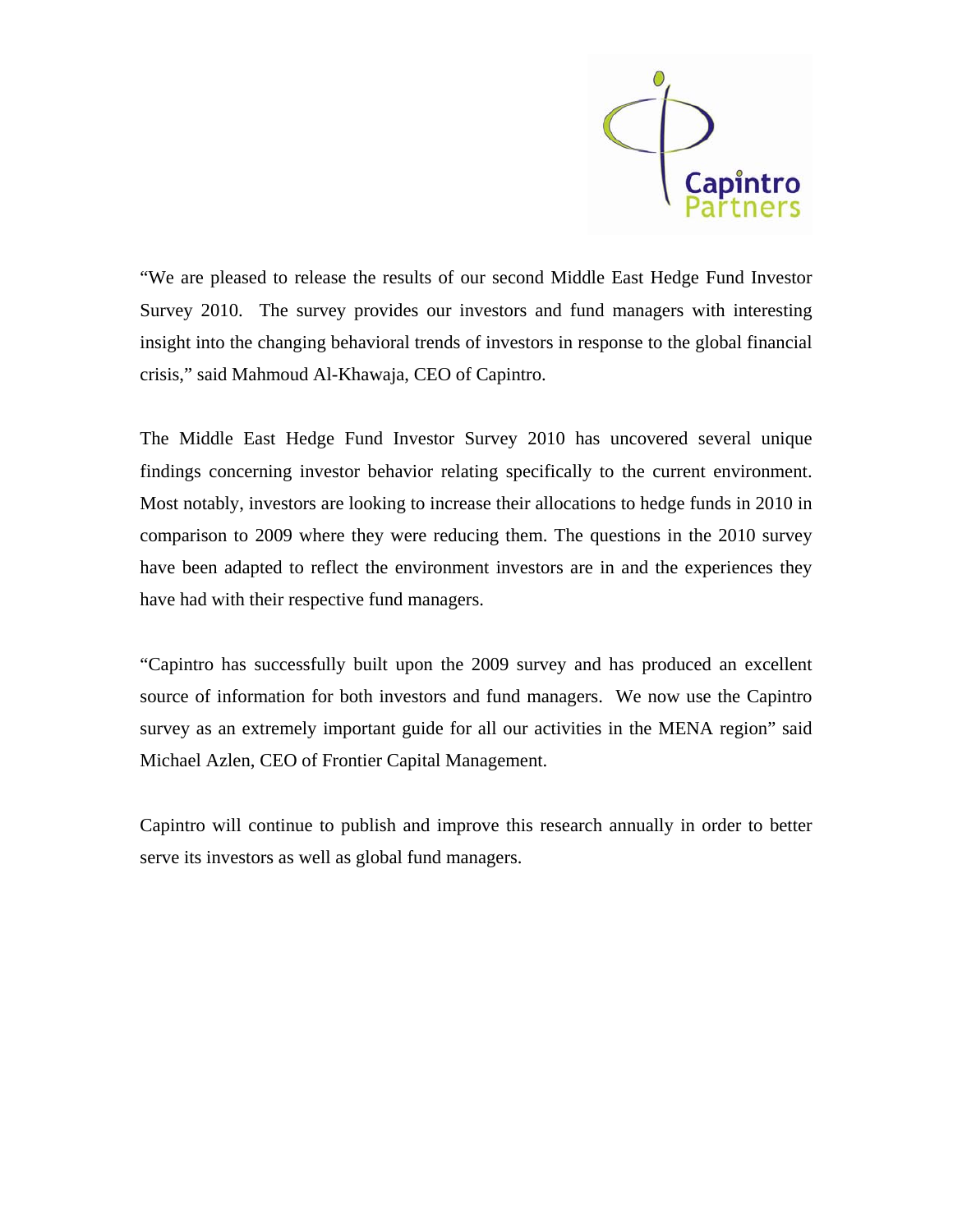"We are pleased to release the results of our second Middle East Hedge Fund Investor Survey 2010. The survey provides our investors and fund managers with interesting insight into the changing behavioral trends of investors in response to the global financial crisis," said Mahmoud Al-Khawaja, CEO of Capintro.

The Middle East Hedge Fund Investor Survey 2010 has uncovered several unique findings concerning investor behavior relating specifically to the current environment. Most notably, investors are looking to increase their allocations to hedge funds in 2010 in comparison to 2009 where they were reducing them. The questions in the 2010 survey have been adapted to reflect the environment investors are in and the experiences they have had with their respective fund managers.

"Capintro has successfully built upon the 2009 survey and has produced an excellent source of information for both investors and fund managers. We now use the Capintro survey as an extremely important guide for all our activities in the MENA region" said Michael Azlen, CEO of Frontier Capital Management.

Capintro will continue to publish and improve this research annually in order to better serve its investors as well as global fund managers.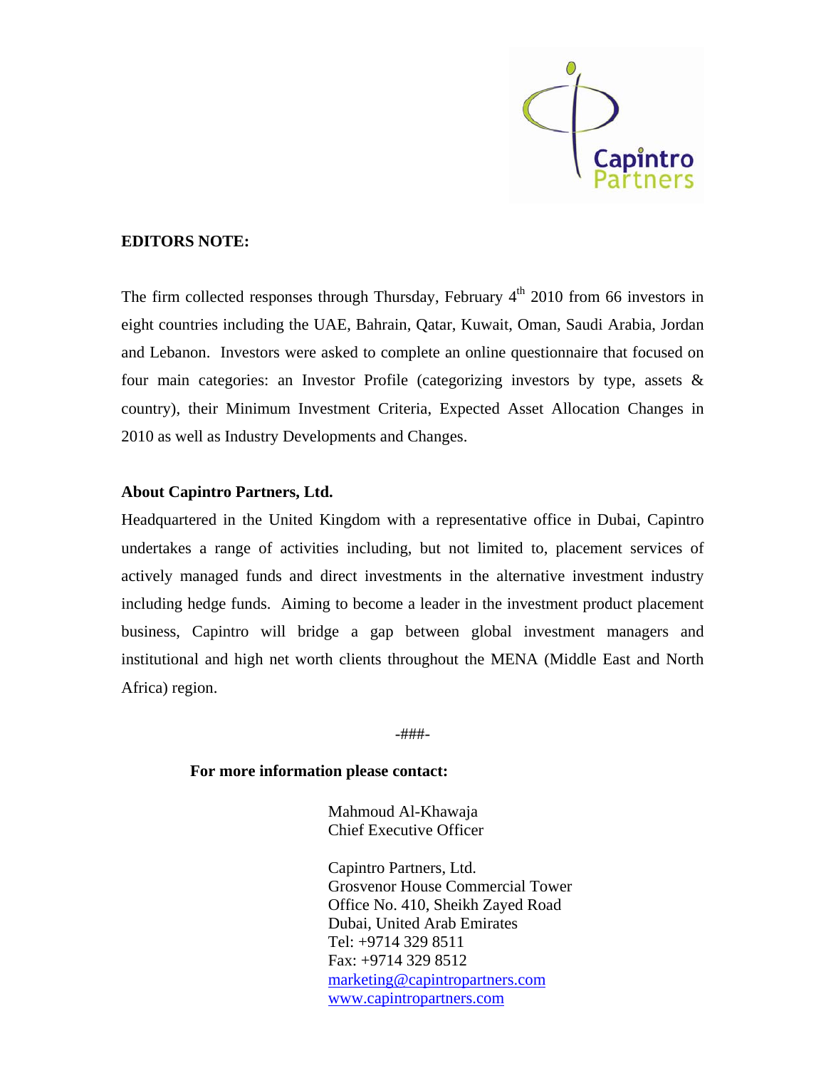**EDITORS NOTE:**

The firm collected responses through Thursday, February 4th 2010 from 66 investors in eight countries including the UAE, Bahrain, Qatar, Kuwait, Oman, Saudi Arabia, Jordan and Lebanon. Investors were asked to complete an online questionnaire that focused on four main categories: an Investor Profile (categorizing investors by type, assets & country), their Minimum Investment Criteria, Expected Asset Allocation Changes in 2010 as well as Industry Developments and Changes.

**About Capintro Partners, Ltd.**

Headquartered in the United Kingdom with a representative office in Dubai, Capintro undertakes a range of activities including, but not limited to, placement services of actively managed funds and direct investments in the alternative investment industry including hedge funds. Aiming to become a leader in the investment product placement business, Capintro will bridge a gap between global investment managers and institutional and high net worth clients throughout the MENA (Middle East and North Africa) region.

-###-

**For more information please contact:**

Mahmoud Al-Khawaja
Chief Executive Officer

Capintro Partners, Ltd.
Grosvenor House Commercial Tower
Office No. 410, Sheikh Zayed Road
Dubai, United Arab Emirates
Tel: +9714 329 8511
Fax: +9714 329 8512
marketing@capintropartners.com
www.capintropartners.com